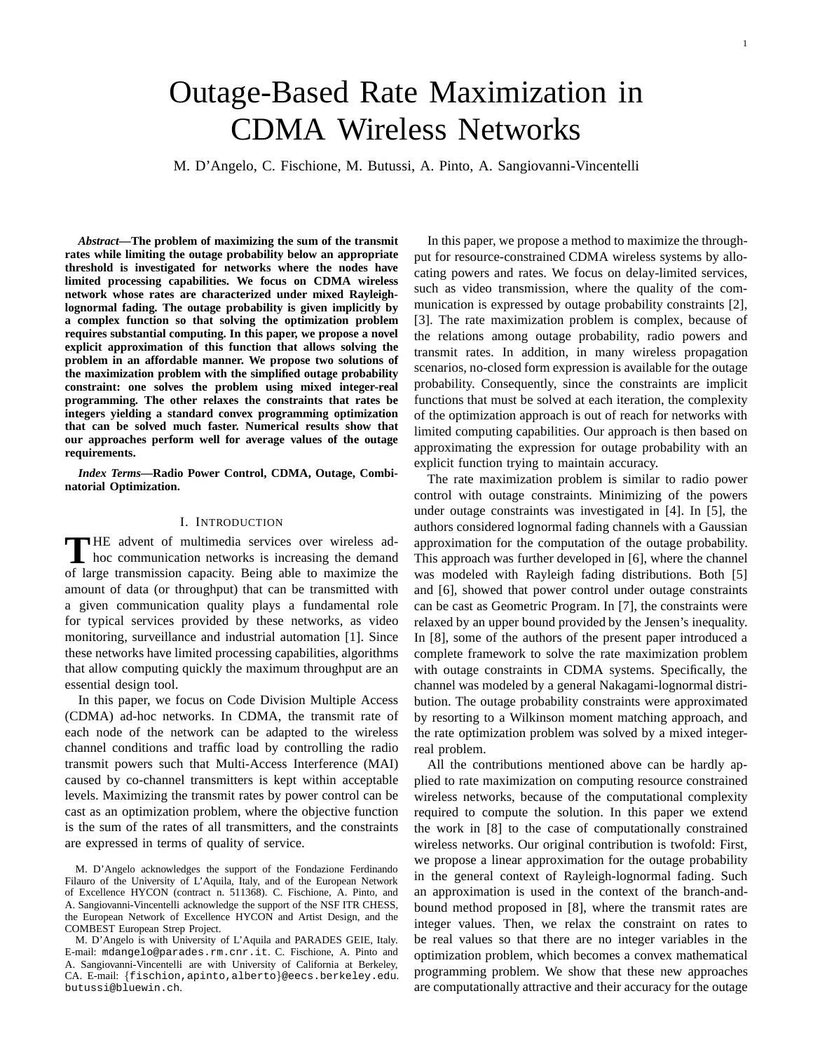# Outage-Based Rate Maximization in CDMA Wireless Networks

M. D'Angelo, C. Fischione, M. Butussi, A. Pinto, A. Sangiovanni-Vincentelli

***Abstract*—The problem of maximizing the sum of the transmit rates while limiting the outage probability below an appropriate threshold is investigated for networks where the nodes have limited processing capabilities. We focus on CDMA wireless network whose rates are characterized under mixed Rayleigh-lognormal fading. The outage probability is given implicitly by a complex function so that solving the optimization problem requires substantial computing. In this paper, we propose a novel explicit approximation of this function that allows solving the problem in an affordable manner. We propose two solutions of the maximization problem with the simplified outage probability constraint: one solves the problem using mixed integer-real programming. The other relaxes the constraints that rates be integers yielding a standard convex programming optimization that can be solved much faster. Numerical results show that our approaches perform well for average values of the outage requirements.**

***Index Terms*—Radio Power Control, CDMA, Outage, Combinatorial Optimization.**

## I. Introduction

THE advent of multimedia services over wireless ad-hoc communication networks is increasing the demand of large transmission capacity. Being able to maximize the amount of data (or throughput) that can be transmitted with a given communication quality plays a fundamental role for typical services provided by these networks, as video monitoring, surveillance and industrial automation [1]. Since these networks have limited processing capabilities, algorithms that allow computing quickly the maximum throughput are an essential design tool.

In this paper, we focus on Code Division Multiple Access (CDMA) ad-hoc networks. In CDMA, the transmit rate of each node of the network can be adapted to the wireless channel conditions and traffic load by controlling the radio transmit powers such that Multi-Access Interference (MAI) caused by co-channel transmitters is kept within acceptable levels. Maximizing the transmit rates by power control can be cast as an optimization problem, where the objective function is the sum of the rates of all transmitters, and the constraints are expressed in terms of quality of service.

M. D'Angelo acknowledges the support of the Fondazione Ferdinando Filauro of the University of L'Aquila, Italy, and of the European Network of Excellence HYCON (contract n. 511368). C. Fischione, A. Pinto, and A. Sangiovanni-Vincentelli acknowledge the support of the NSF ITR CHESS, the European Network of Excellence HYCON and Artist Design, and the COMBEST European Strep Project.

M. D'Angelo is with University of L'Aquila and PARADES GEIE, Italy. E-mail: mdangelo@parades.rm.cnr.it. C. Fischione, A. Pinto and A. Sangiovanni-Vincentelli are with University of California at Berkeley, CA. E-mail: {fischion,apinto,alberto}@eecs.berkeley.edu. butussi@bluewin.ch.

In this paper, we propose a method to maximize the throughput for resource-constrained CDMA wireless systems by allocating powers and rates. We focus on delay-limited services, such as video transmission, where the quality of the communication is expressed by outage probability constraints [2], [3]. The rate maximization problem is complex, because of the relations among outage probability, radio powers and transmit rates. In addition, in many wireless propagation scenarios, no-closed form expression is available for the outage probability. Consequently, since the constraints are implicit functions that must be solved at each iteration, the complexity of the optimization approach is out of reach for networks with limited computing capabilities. Our approach is then based on approximating the expression for outage probability with an explicit function trying to maintain accuracy.

The rate maximization problem is similar to radio power control with outage constraints. Minimizing of the powers under outage constraints was investigated in [4]. In [5], the authors considered lognormal fading channels with a Gaussian approximation for the computation of the outage probability. This approach was further developed in [6], where the channel was modeled with Rayleigh fading distributions. Both [5] and [6], showed that power control under outage constraints can be cast as Geometric Program. In [7], the constraints were relaxed by an upper bound provided by the Jensen's inequality. In [8], some of the authors of the present paper introduced a complete framework to solve the rate maximization problem with outage constraints in CDMA systems. Specifically, the channel was modeled by a general Nakagami-lognormal distribution. The outage probability constraints were approximated by resorting to a Wilkinson moment matching approach, and the rate optimization problem was solved by a mixed integer-real problem.

All the contributions mentioned above can be hardly applied to rate maximization on computing resource constrained wireless networks, because of the computational complexity required to compute the solution. In this paper we extend the work in [8] to the case of computationally constrained wireless networks. Our original contribution is twofold: First, we propose a linear approximation for the outage probability in the general context of Rayleigh-lognormal fading. Such an approximation is used in the context of the branch-and-bound method proposed in [8], where the transmit rates are integer values. Then, we relax the constraint on rates to be real values so that there are no integer variables in the optimization problem, which becomes a convex mathematical programming problem. We show that these new approaches are computationally attractive and their accuracy for the outage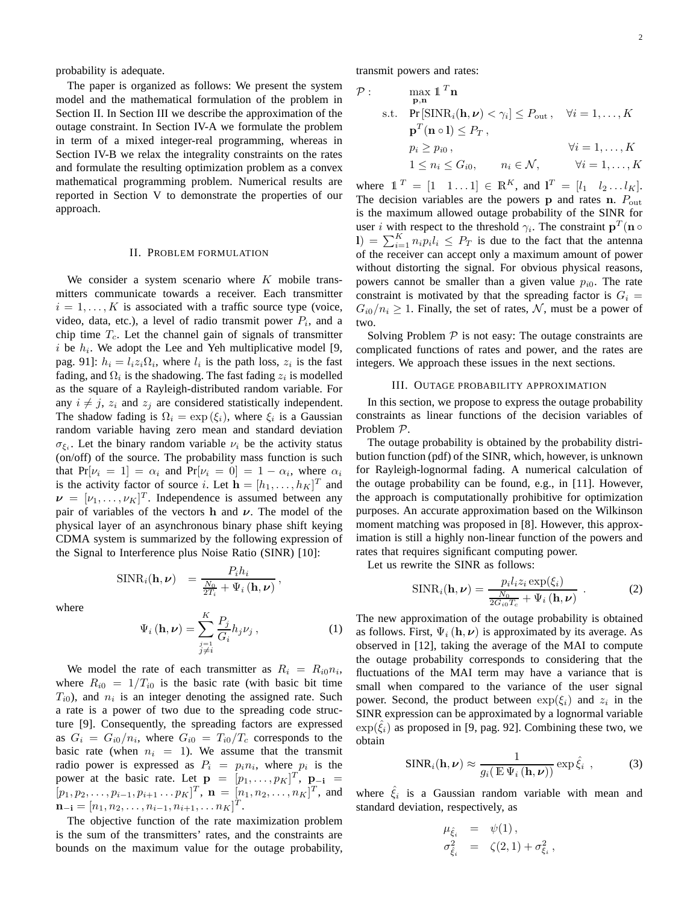probability is adequate.

The paper is organized as follows: We present the system model and the mathematical formulation of the problem in Section II. In Section III we describe the approximation of the outage constraint. In Section IV-A we formulate the problem in term of a mixed integer-real programming, whereas in Section IV-B we relax the integrality constraints on the rates and formulate the resulting optimization problem as a convex mathematical programming problem. Numerical results are reported in Section V to demonstrate the properties of our approach.

## II. Problem formulation

We consider a system scenario where $K$ mobile transmitters communicate towards a receiver. Each transmitter $i = 1, \ldots, K$ is associated with a traffic source type (voice, video, data, etc.), a level of radio transmit power $P_i$, and a chip time $T_c$. Let the channel gain of signals of transmitter $i$ be $h_i$. We adopt the Lee and Yeh multiplicative model [9, pag. 91]: $h_i = l_i z_i \Omega_i$, where $l_i$ is the path loss, $z_i$ is the fast fading, and $\Omega_i$ is the shadowing. The fast fading $z_i$ is modelled as the square of a Rayleigh-distributed random variable. For any $i \neq j$, $z_i$ and $z_j$ are considered statistically independent. The shadow fading is $\Omega_i = \exp(\xi_i)$, where $\xi_i$ is a Gaussian random variable having zero mean and standard deviation $\sigma_{\xi_i}$. Let the binary random variable $\nu_i$ be the activity status (on/off) of the source. The probability mass function is such that $\Pr[\nu_i = 1] = \alpha_i$ and $\Pr[\nu_i = 0] = 1 - \alpha_i$, where $\alpha_i$ is the activity factor of source $i$. Let $\mathbf{h} = [h_1, \ldots, h_K]^T$ and $\boldsymbol{\nu} = [\nu_1, \ldots, \nu_K]^T$. Independence is assumed between any pair of variables of the vectors $\mathbf{h}$ and $\boldsymbol{\nu}$. The model of the physical layer of an asynchronous binary phase shift keying CDMA system is summarized by the following expression of the Signal to Interference plus Noise Ratio (SINR) [10]:

$$\mathrm{SINR}_i(\mathbf{h}, \boldsymbol{\nu}) = \frac{P_i h_i}{\frac{N_0}{2T_i} + \Psi_i(\mathbf{h}, \boldsymbol{\nu})},$$

where

$$\Psi_i(\mathbf{h}, \boldsymbol{\nu}) = \sum_{\substack{j=1 \\ j \neq i}}^{K} \frac{P_j}{G_i} h_j \nu_j, \tag{1}$$

We model the rate of each transmitter as $R_i = R_{i0} n_i$, where $R_{i0} = 1/T_{i0}$ is the basic rate (with basic bit time $T_{i0}$), and $n_i$ is an integer denoting the assigned rate. Such a rate is a power of two due to the spreading code structure [9]. Consequently, the spreading factors are expressed as $G_i = G_{i0}/n_i$, where $G_{i0} = T_{i0}/T_c$ corresponds to the basic rate (when $n_i = 1$). We assume that the transmit radio power is expressed as $P_i = p_i n_i$, where $p_i$ is the power at the basic rate. Let $\mathbf{p} = [p_1, \ldots, p_K]^T$, $\mathbf{p_{-i}} = [p_1, p_2, \ldots, p_{i-1}, p_{i+1} \ldots p_K]^T$, $\mathbf{n} = [n_1, n_2, \ldots, n_K]^T$, and $\mathbf{n_{-i}} = [n_1, n_2, \ldots, n_{i-1}, n_{i+1}, \ldots n_K]^T$.

The objective function of the rate maximization problem is the sum of the transmitters' rates, and the constraints are bounds on the maximum value for the outage probability, transmit powers and rates:

$$
\begin{aligned}
\mathcal{P}: \quad & \max_{\mathbf{p}, \mathbf{n}} \ \mathbb{1}^T \mathbf{n} \\
\text{s.t.} \quad & \Pr[\mathrm{SINR}_i(\mathbf{h}, \boldsymbol{\nu}) < \gamma_i] \leq P_{\mathrm{out}}, \quad \forall i = 1, \ldots, K \\
& \mathbf{p}^T(\mathbf{n} \circ \mathbf{l}) \leq P_T, \\
& p_i \geq p_{i0}, \qquad \forall i = 1, \ldots, K \\
& 1 \leq n_i \leq G_{i0}, \quad n_i \in \mathcal{N}, \qquad \forall i = 1, \ldots, K
\end{aligned}
$$

where $\mathbb{1}^T = [1 \quad 1 \ldots 1] \in \mathbb{R}^K$, and $\mathbf{l}^T = [l_1 \quad l_2 \ldots l_K]$. The decision variables are the powers $\mathbf{p}$ and rates $\mathbf{n}$. $P_{\mathrm{out}}$ is the maximum allowed outage probability of the SINR for user $i$ with respect to the threshold $\gamma_i$. The constraint $\mathbf{p}^T(\mathbf{n} \circ \mathbf{l}) = \sum_{i=1}^{K} n_i p_i l_i \leq P_T$ is due to the fact that the antenna of the receiver can accept only a maximum amount of power without distorting the signal. For obvious physical reasons, powers cannot be smaller than a given value $p_{i0}$. The rate constraint is motivated by that the spreading factor is $G_i = G_{i0}/n_i \geq 1$. Finally, the set of rates, $\mathcal{N}$, must be a power of two.

Solving Problem $\mathcal{P}$ is not easy: The outage constraints are complicated functions of rates and power, and the rates are integers. We approach these issues in the next sections.

## III. Outage probability approximation

In this section, we propose to express the outage probability constraints as linear functions of the decision variables of Problem $\mathcal{P}$.

The outage probability is obtained by the probability distribution function (pdf) of the SINR, which, however, is unknown for Rayleigh-lognormal fading. A numerical calculation of the outage probability can be found, e.g., in [11]. However, the approach is computationally prohibitive for optimization purposes. An accurate approximation based on the Wilkinson moment matching was proposed in [8]. However, this approximation is still a highly non-linear function of the powers and rates that requires significant computing power.

Let us rewrite the SINR as follows:

$$\mathrm{SINR}_i(\mathbf{h}, \boldsymbol{\nu}) = \frac{p_i l_i z_i \exp(\xi_i)}{\frac{N_0}{2G_{i0}T_c} + \Psi_i(\mathbf{h}, \boldsymbol{\nu})}. \tag{2}$$

The new approximation of the outage probability is obtained as follows. First, $\Psi_i(\mathbf{h}, \boldsymbol{\nu})$ is approximated by its average. As observed in [12], taking the average of the MAI to compute the outage probability corresponds to considering that the fluctuations of the MAI term may have a variance that is small when compared to the variance of the user signal power. Second, the product between $\exp(\xi_i)$ and $z_i$ in the SINR expression can be approximated by a lognormal variable $\exp(\hat{\xi}_i)$ as proposed in [9, pag. 92]. Combining these two, we obtain

$$\mathrm{SINR}_i(\mathbf{h}, \boldsymbol{\nu}) \approx \frac{1}{g_i(\mathbb{E}\,\Psi_i(\mathbf{h}, \boldsymbol{\nu}))} \exp \hat{\xi}_i, \tag{3}$$

where $\hat{\xi}_i$ is a Gaussian random variable with mean and standard deviation, respectively, as

$$
\begin{aligned}
\mu_{\hat{\xi}_i} &= \psi(1), \\
\sigma^2_{\hat{\xi}_i} &= \zeta(2, 1) + \sigma^2_{\xi_i},
\end{aligned}
$$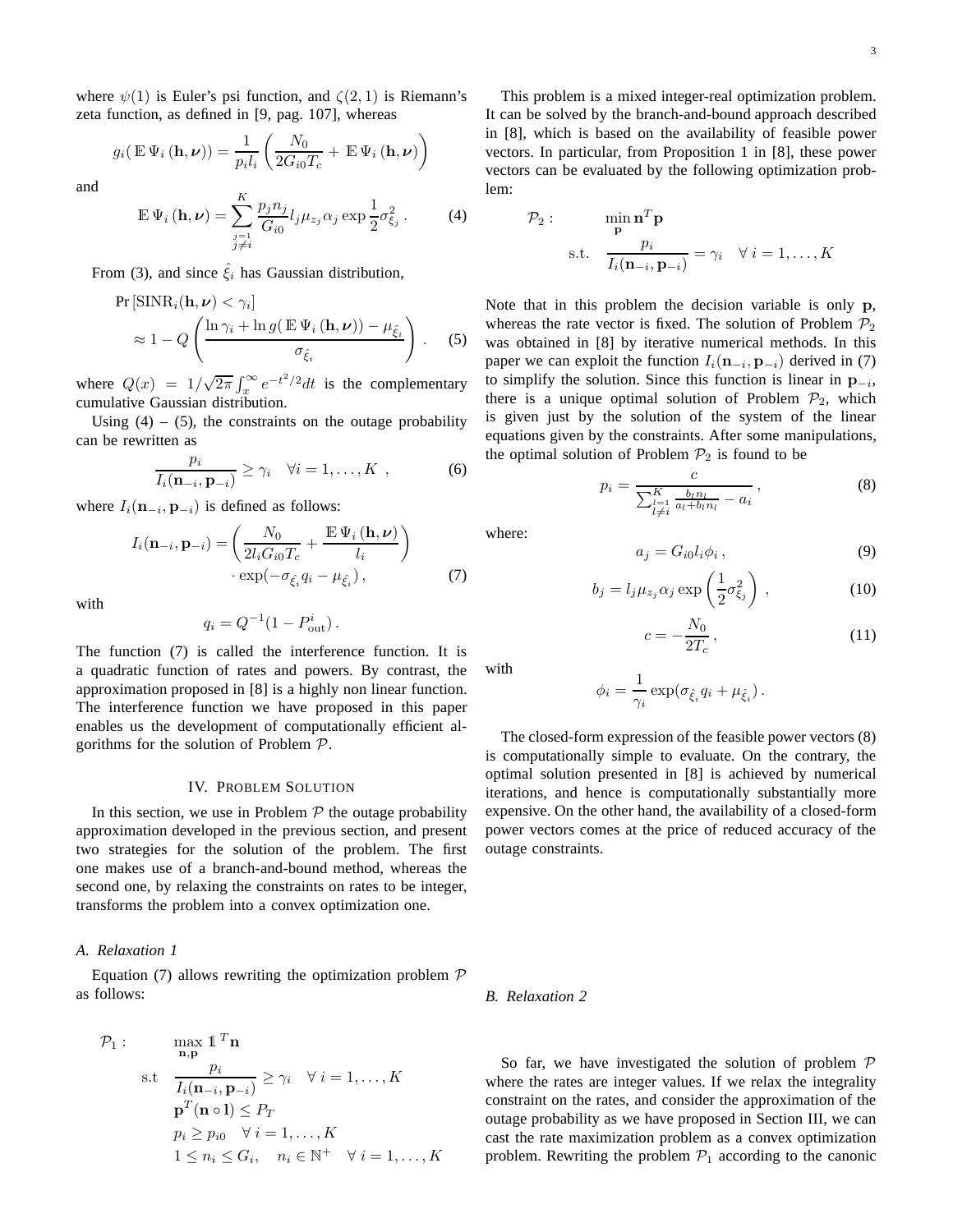where $\psi(1)$ is Euler's psi function, and $\zeta(2,1)$ is Riemann's zeta function, as defined in [9, pag. 107], whereas

$$g_i(\mathbb{E}\,\Psi_i(\mathbf{h},\boldsymbol{\nu})) = \frac{1}{p_i l_i}\left(\frac{N_0}{2G_{i0}T_c} + \mathbb{E}\,\Psi_i(\mathbf{h},\boldsymbol{\nu})\right)$$

and

$$\mathbb{E}\,\Psi_i(\mathbf{h},\boldsymbol{\nu}) = \sum_{\substack{j=1\\ j\neq i}}^{K} \frac{p_j n_j}{G_{i0}} l_j \mu_{z_j} \alpha_j \exp\frac{1}{2}\sigma_{\xi_j}^2 \,. \tag{4}$$

From (3), and since $\hat{\xi}_i$ has Gaussian distribution,

$$\Pr\left[\mathrm{SINR}_i(\mathbf{h},\boldsymbol{\nu}) < \gamma_i\right] \approx 1 - Q\left(\frac{\ln\gamma_i + \ln g(\mathbb{E}\,\Psi_i(\mathbf{h},\boldsymbol{\nu})) - \mu_{\hat{\xi}_i}}{\sigma_{\hat{\xi}_i}}\right). \tag{5}$$

where $Q(x) = 1/\sqrt{2\pi}\int_x^\infty e^{-t^2/2}dt$ is the complementary cumulative Gaussian distribution.

Using (4) – (5), the constraints on the outage probability can be rewritten as

$$\frac{p_i}{I_i(\mathbf{n}_{-i},\mathbf{p}_{-i})} \geq \gamma_i \quad \forall i = 1,\ldots,K \ , \tag{6}$$

where $I_i(\mathbf{n}_{-i},\mathbf{p}_{-i})$ is defined as follows:

$$I_i(\mathbf{n}_{-i},\mathbf{p}_{-i}) = \left(\frac{N_0}{2l_iG_{i0}T_c} + \frac{\mathbb{E}\,\Psi_i(\mathbf{h},\boldsymbol{\nu})}{l_i}\right) \cdot \exp(-\sigma_{\hat{\xi}_i}q_i - \mu_{\hat{\xi}_i}) \,, \tag{7}$$

with

$$q_i = Q^{-1}(1 - P_{\mathrm{out}}^i) \,.$$

The function (7) is called the interference function. It is a quadratic function of rates and powers. By contrast, the approximation proposed in [8] is a highly non linear function. The interference function we have proposed in this paper enables us the development of computationally efficient algorithms for the solution of Problem $\mathcal{P}$.

## IV. Problem Solution

In this section, we use in Problem $\mathcal{P}$ the outage probability approximation developed in the previous section, and present two strategies for the solution of the problem. The first one makes use of a branch-and-bound method, whereas the second one, by relaxing the constraints on rates to be integer, transforms the problem into a convex optimization one.

### *A. Relaxation 1*

Equation (7) allows rewriting the optimization problem $\mathcal{P}$ as follows:

$$\begin{aligned}
\mathcal{P}_1: \quad & \max_{\mathbf{n},\mathbf{p}} \ \mathbb{1}^T\mathbf{n} \\
\text{s.t} \quad & \frac{p_i}{I_i(\mathbf{n}_{-i},\mathbf{p}_{-i})} \geq \gamma_i \quad \forall\, i = 1,\ldots,K \\
& \mathbf{p}^T(\mathbf{n}\circ\mathbf{l}) \leq P_T \\
& p_i \geq p_{i0} \quad \forall\, i = 1,\ldots,K \\
& 1 \leq n_i \leq G_i, \quad n_i \in \mathbb{N}^+ \quad \forall\, i = 1,\ldots,K
\end{aligned}$$

This problem is a mixed integer-real optimization problem. It can be solved by the branch-and-bound approach described in [8], which is based on the availability of feasible power vectors. In particular, from Proposition 1 in [8], these power vectors can be evaluated by the following optimization problem:

$$\begin{aligned}
\mathcal{P}_2: \quad & \min_{\mathbf{p}} \mathbf{n}^T\mathbf{p} \\
\text{s.t.} \quad & \frac{p_i}{I_i(\mathbf{n}_{-i},\mathbf{p}_{-i})} = \gamma_i \quad \forall\, i = 1,\ldots,K
\end{aligned}$$

Note that in this problem the decision variable is only $\mathbf{p}$, whereas the rate vector is fixed. The solution of Problem $\mathcal{P}_2$ was obtained in [8] by iterative numerical methods. In this paper we can exploit the function $I_i(\mathbf{n}_{-i},\mathbf{p}_{-i})$ derived in (7) to simplify the solution. Since this function is linear in $\mathbf{p}_{-i}$, there is a unique optimal solution of Problem $\mathcal{P}_2$, which is given just by the solution of the system of the linear equations given by the constraints. After some manipulations, the optimal solution of Problem $\mathcal{P}_2$ is found to be

$$p_i = \frac{c}{\sum_{\substack{l=1\\ l\neq i}}^{K}\frac{b_l n_l}{a_l + b_l n_l} - a_i} \,, \tag{8}$$

where:

$$a_j = G_{i0} l_i \phi_i \,, \tag{9}$$

$$b_j = l_j \mu_{z_j} \alpha_j \exp\left(\frac{1}{2}\sigma_{\xi_j}^2\right) \,, \tag{10}$$

$$c = -\frac{N_0}{2T_c} \,, \tag{11}$$

with

$$\phi_i = \frac{1}{\gamma_i}\exp(\sigma_{\hat{\xi}_i}q_i + \mu_{\hat{\xi}_i}) \,.$$

The closed-form expression of the feasible power vectors (8) is computationally simple to evaluate. On the contrary, the optimal solution presented in [8] is achieved by numerical iterations, and hence is computationally substantially more expensive. On the other hand, the availability of a closed-form power vectors comes at the price of reduced accuracy of the outage constraints.

### *B. Relaxation 2*

So far, we have investigated the solution of problem $\mathcal{P}$ where the rates are integer values. If we relax the integrality constraint on the rates, and consider the approximation of the outage probability as we have proposed in Section III, we can cast the rate maximization problem as a convex optimization problem. Rewriting the problem $\mathcal{P}_1$ according to the canonic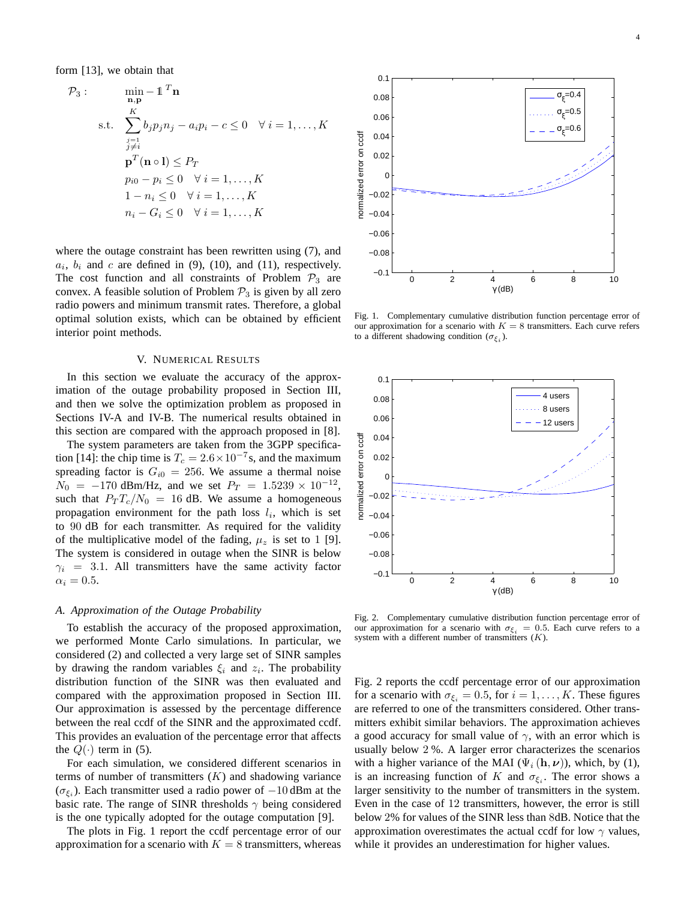form [13], we obtain that

$$
\begin{aligned}
\mathcal{P}_3: \quad & \min_{\mathbf{n},\mathbf{p}} -\mathbb{1}^T\mathbf{n} \\
\text{s.t.} \quad & \sum_{\substack{j=1 \\ j\neq i}}^{K} b_j p_j n_j - a_i p_i - c \leq 0 \quad \forall\, i = 1,\ldots,K \\
& \mathbf{p}^T(\mathbf{n}\circ\mathbf{l}) \leq P_T \\
& p_{i0} - p_i \leq 0 \quad \forall\, i = 1,\ldots,K \\
& 1 - n_i \leq 0 \quad \forall\, i = 1,\ldots,K \\
& n_i - G_i \leq 0 \quad \forall\, i = 1,\ldots,K
\end{aligned}
$$

where the outage constraint has been rewritten using (7), and $a_i$, $b_i$ and $c$ are defined in (9), (10), and (11), respectively. The cost function and all constraints of Problem $\mathcal{P}_3$ are convex. A feasible solution of Problem $\mathcal{P}_3$ is given by all zero radio powers and minimum transmit rates. Therefore, a global optimal solution exists, which can be obtained by efficient interior point methods.

## V. Numerical Results

In this section we evaluate the accuracy of the approximation of the outage probability proposed in Section III, and then we solve the optimization problem as proposed in Sections IV-A and IV-B. The numerical results obtained in this section are compared with the approach proposed in [8].

The system parameters are taken from the 3GPP specification [14]: the chip time is $T_c = 2.6\times10^{-7}$s, and the maximum spreading factor is $G_{i0} = 256$. We assume a thermal noise $N_0 = -170$ dBm/Hz, and we set $P_T = 1.5239\times10^{-12}$, such that $P_T T_c/N_0 = 16$ dB. We assume a homogeneous propagation environment for the path loss $l_i$, which is set to 90 dB for each transmitter. As required for the validity of the multiplicative model of the fading, $\mu_z$ is set to 1 [9]. The system is considered in outage when the SINR is below $\gamma_i = 3.1$. All transmitters have the same activity factor $\alpha_i = 0.5$.

### A. Approximation of the Outage Probability

To establish the accuracy of the proposed approximation, we performed Monte Carlo simulations. In particular, we considered (2) and collected a very large set of SINR samples by drawing the random variables $\xi_i$ and $z_i$. The probability distribution function of the SINR was then evaluated and compared with the approximation proposed in Section III. Our approximation is assessed by the percentage difference between the real ccdf of the SINR and the approximated ccdf. This provides an evaluation of the percentage error that affects the $Q(\cdot)$ term in (5).

For each simulation, we considered different scenarios in terms of number of transmitters ($K$) and shadowing variance ($\sigma_{\xi_i}$). Each transmitter used a radio power of $-10$ dBm at the basic rate. The range of SINR thresholds $\gamma$ being considered is the one typically adopted for the outage computation [9].

The plots in Fig. 1 report the ccdf percentage error of our approximation for a scenario with $K = 8$ transmitters, whereas

normalized error on ccdf
γ(dB)
σξ=0.4
σξ=0.5
σξ=0.6
0.1
0.08
0.06
0.04
0.02
0
−0.02
−0.04
−0.06
−0.08
−0.1
0
2
4
6
8
10

Fig. 1. Complementary cumulative distribution function percentage error of our approximation for a scenario with $K = 8$ transmitters. Each curve refers to a different shadowing condition ($\sigma_{\xi_i}$).

normalized error on ccdf
γ(dB)
4 users
8 users
12 users
0.1
0.08
0.06
0.04
0.02
0
−0.02
−0.04
−0.06
−0.08
−0.1
0
2
4
6
8
10

Fig. 2. Complementary cumulative distribution function percentage error of our approximation for a scenario with $\sigma_{\xi_i} = 0.5$. Each curve refers to a system with a different number of transmitters ($K$).

Fig. 2 reports the ccdf percentage error of our approximation for a scenario with $\sigma_{\xi_i} = 0.5$, for $i = 1,\ldots,K$. These figures are referred to one of the transmitters considered. Other transmitters exhibit similar behaviors. The approximation achieves a good accuracy for small value of $\gamma$, with an error which is usually below 2 %. A larger error characterizes the scenarios with a higher variance of the MAI ($\Psi_i(\mathbf{h},\boldsymbol{\nu})$), which, by (1), is an increasing function of $K$ and $\sigma_{\xi_i}$. The error shows a larger sensitivity to the number of transmitters in the system. Even in the case of 12 transmitters, however, the error is still below 2% for values of the SINR less than 8dB. Notice that the approximation overestimates the actual ccdf for low $\gamma$ values, while it provides an underestimation for higher values.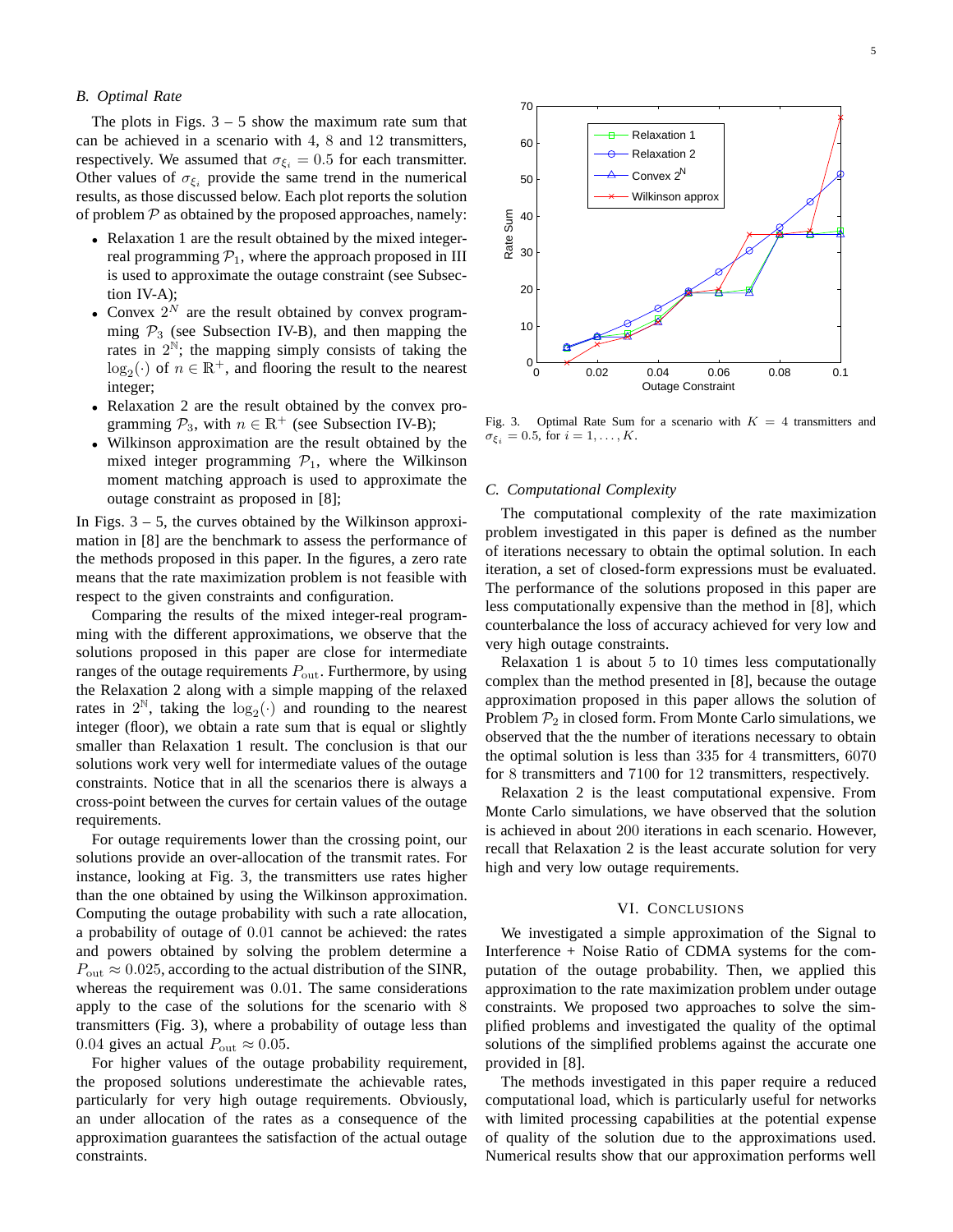### B. Optimal Rate

The plots in Figs. 3 – 5 show the maximum rate sum that can be achieved in a scenario with 4, 8 and 12 transmitters, respectively. We assumed that $\sigma_{\xi_i} = 0.5$ for each transmitter. Other values of $\sigma_{\xi_i}$ provide the same trend in the numerical results, as those discussed below. Each plot reports the solution of problem $\mathcal{P}$ as obtained by the proposed approaches, namely:

- Relaxation 1 are the result obtained by the mixed integer-real programming $\mathcal{P}_1$, where the approach proposed in III is used to approximate the outage constraint (see Subsection IV-A);
- Convex $2^N$ are the result obtained by convex programming $\mathcal{P}_3$ (see Subsection IV-B), and then mapping the rates in $2^{\mathbb{N}}$; the mapping simply consists of taking the $\log_2(\cdot)$ of $n \in \mathbb{R}^+$, and flooring the result to the nearest integer;
- Relaxation 2 are the result obtained by the convex programming $\mathcal{P}_3$, with $n \in \mathbb{R}^+$ (see Subsection IV-B);
- Wilkinson approximation are the result obtained by the mixed integer programming $\mathcal{P}_1$, where the Wilkinson moment matching approach is used to approximate the outage constraint as proposed in [8];

In Figs. 3 – 5, the curves obtained by the Wilkinson approximation in [8] are the benchmark to assess the performance of the methods proposed in this paper. In the figures, a zero rate means that the rate maximization problem is not feasible with respect to the given constraints and configuration.

Comparing the results of the mixed integer-real programming with the different approximations, we observe that the solutions proposed in this paper are close for intermediate ranges of the outage requirements $P_{\text{out}}$. Furthermore, by using the Relaxation 2 along with a simple mapping of the relaxed rates in $2^{\mathbb{N}}$, taking the $\log_2(\cdot)$ and rounding to the nearest integer (floor), we obtain a rate sum that is equal or slightly smaller than Relaxation 1 result. The conclusion is that our solutions work very well for intermediate values of the outage constraints. Notice that in all the scenarios there is always a cross-point between the curves for certain values of the outage requirements.

For outage requirements lower than the crossing point, our solutions provide an over-allocation of the transmit rates. For instance, looking at Fig. 3, the transmitters use rates higher than the one obtained by using the Wilkinson approximation. Computing the outage probability with such a rate allocation, a probability of outage of 0.01 cannot be achieved: the rates and powers obtained by solving the problem determine a $P_{\text{out}} \approx 0.025$, according to the actual distribution of the SINR, whereas the requirement was 0.01. The same considerations apply to the case of the solutions for the scenario with 8 transmitters (Fig. 3), where a probability of outage less than 0.04 gives an actual $P_{\text{out}} \approx 0.05$.

For higher values of the outage probability requirement, the proposed solutions underestimate the achievable rates, particularly for very high outage requirements. Obviously, an under allocation of the rates as a consequence of the approximation guarantees the satisfaction of the actual outage constraints.

Rate Sum
Outage Constraint
0, 10, 20, 30, 40, 50, 60, 70
0, 0.02, 0.04, 0.06, 0.08, 0.1
Relaxation 1
Relaxation 2
Convex $2^N$
Wilkinson approx

Fig. 3. Optimal Rate Sum for a scenario with $K = 4$ transmitters and $\sigma_{\xi_i} = 0.5$, for $i = 1, \ldots, K$.

### C. Computational Complexity

The computational complexity of the rate maximization problem investigated in this paper is defined as the number of iterations necessary to obtain the optimal solution. In each iteration, a set of closed-form expressions must be evaluated. The performance of the solutions proposed in this paper are less computationally expensive than the method in [8], which counterbalance the loss of accuracy achieved for very low and very high outage constraints.

Relaxation 1 is about 5 to 10 times less computationally complex than the method presented in [8], because the outage approximation proposed in this paper allows the solution of Problem $\mathcal{P}_2$ in closed form. From Monte Carlo simulations, we observed that the the number of iterations necessary to obtain the optimal solution is less than 335 for 4 transmitters, 6070 for 8 transmitters and 7100 for 12 transmitters, respectively.

Relaxation 2 is the least computational expensive. From Monte Carlo simulations, we have observed that the solution is achieved in about 200 iterations in each scenario. However, recall that Relaxation 2 is the least accurate solution for very high and very low outage requirements.

## VI. Conclusions

We investigated a simple approximation of the Signal to Interference + Noise Ratio of CDMA systems for the computation of the outage probability. Then, we applied this approximation to the rate maximization problem under outage constraints. We proposed two approaches to solve the simplified problems and investigated the quality of the optimal solutions of the simplified problems against the accurate one provided in [8].

The methods investigated in this paper require a reduced computational load, which is particularly useful for networks with limited processing capabilities at the potential expense of quality of the solution due to the approximations used. Numerical results show that our approximation performs well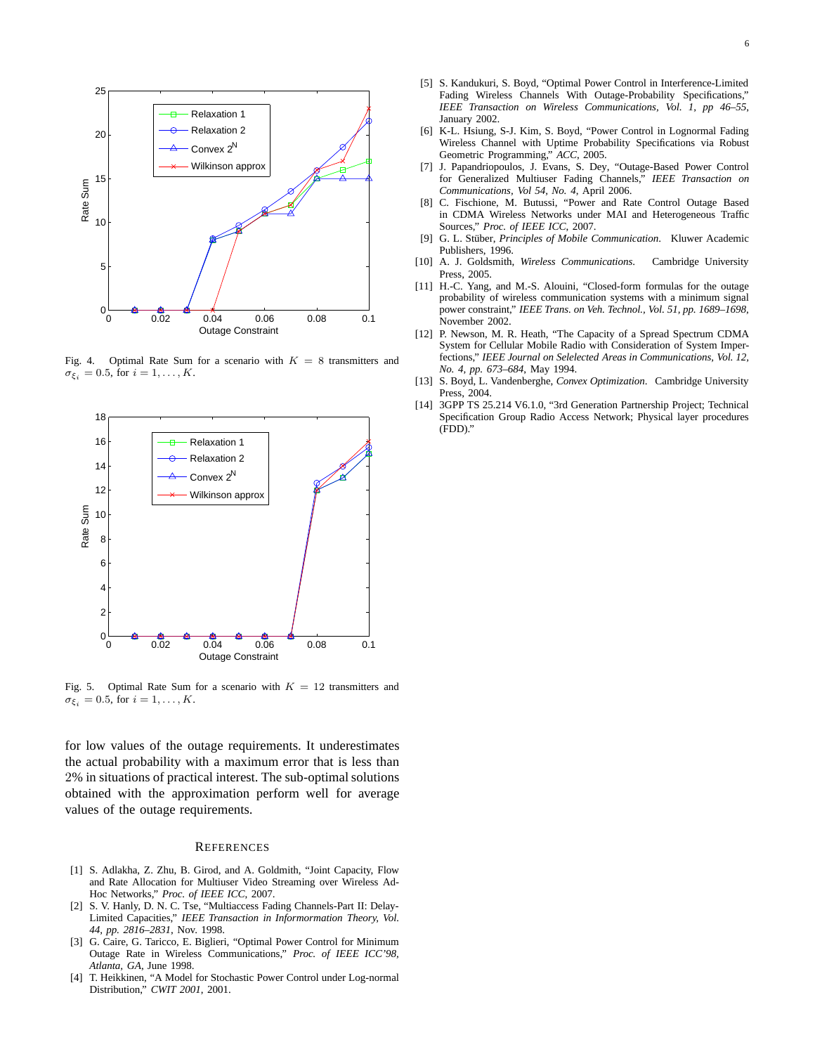25

20

15

10

5

0

Rate Sum

0 0.02 0.04 0.06 0.08 0.1

Outage Constraint

Relaxation 1

Relaxation 2

Convex $2^N$

Wilkinson approx

Fig. 4. Optimal Rate Sum for a scenario with $K = 8$ transmitters and $\sigma_{\xi_i} = 0.5$, for $i = 1, \ldots, K$.

18

16

14

12

10

8

6

4

2

0

Rate Sum

0 0.02 0.04 0.06 0.08 0.1

Outage Constraint

Relaxation 1

Relaxation 2

Convex $2^N$

Wilkinson approx

Fig. 5. Optimal Rate Sum for a scenario with $K = 12$ transmitters and $\sigma_{\xi_i} = 0.5$, for $i = 1, \ldots, K$.

for low values of the outage requirements. It underestimates the actual probability with a maximum error that is less than 2% in situations of practical interest. The sub-optimal solutions obtained with the approximation perform well for average values of the outage requirements.

## REFERENCES

[1] S. Adlakha, Z. Zhu, B. Girod, and A. Goldmith, "Joint Capacity, Flow and Rate Allocation for Multiuser Video Streaming over Wireless Ad-Hoc Networks," *Proc. of IEEE ICC*, 2007.

[2] S. V. Hanly, D. N. C. Tse, "Multiaccess Fading Channels-Part II: Delay-Limited Capacities," *IEEE Transaction in Informormation Theory, Vol. 44, pp. 2816–2831*, Nov. 1998.

[3] G. Caire, G. Taricco, E. Biglieri, "Optimal Power Control for Minimum Outage Rate in Wireless Communications," *Proc. of IEEE ICC'98, Atlanta, GA*, June 1998.

[4] T. Heikkinen, "A Model for Stochastic Power Control under Log-normal Distribution," *CWIT 2001*, 2001.

[5] S. Kandukuri, S. Boyd, "Optimal Power Control in Interference-Limited Fading Wireless Channels With Outage-Probability Specifications," *IEEE Transaction on Wireless Communications, Vol. 1, pp 46–55*, January 2002.

[6] K-L. Hsiung, S-J. Kim, S. Boyd, "Power Control in Lognormal Fading Wireless Channel with Uptime Probability Specifications via Robust Geometric Programming," *ACC*, 2005.

[7] J. Papandriopoulos, J. Evans, S. Dey, "Outage-Based Power Control for Generalized Multiuser Fading Channels," *IEEE Transaction on Communications, Vol 54, No. 4*, April 2006.

[8] C. Fischione, M. Butussi, "Power and Rate Control Outage Based in CDMA Wireless Networks under MAI and Heterogeneous Traffic Sources," *Proc. of IEEE ICC*, 2007.

[9] G. L. Stüber, *Principles of Mobile Communication*. Kluwer Academic Publishers, 1996.

[10] A. J. Goldsmith, *Wireless Communications*. Cambridge University Press, 2005.

[11] H.-C. Yang, and M.-S. Alouini, "Closed-form formulas for the outage probability of wireless communication systems with a minimum signal power constraint," *IEEE Trans. on Veh. Technol., Vol. 51, pp. 1689–1698*, November 2002.

[12] P. Newson, M. R. Heath, "The Capacity of a Spread Spectrum CDMA System for Cellular Mobile Radio with Consideration of System Imperfections," *IEEE Journal on Selelected Areas in Communications, Vol. 12, No. 4, pp. 673–684*, May 1994.

[13] S. Boyd, L. Vandenberghe, *Convex Optimization*. Cambridge University Press, 2004.

[14] 3GPP TS 25.214 V6.1.0, "3rd Generation Partnership Project; Technical Specification Group Radio Access Network; Physical layer procedures (FDD)."